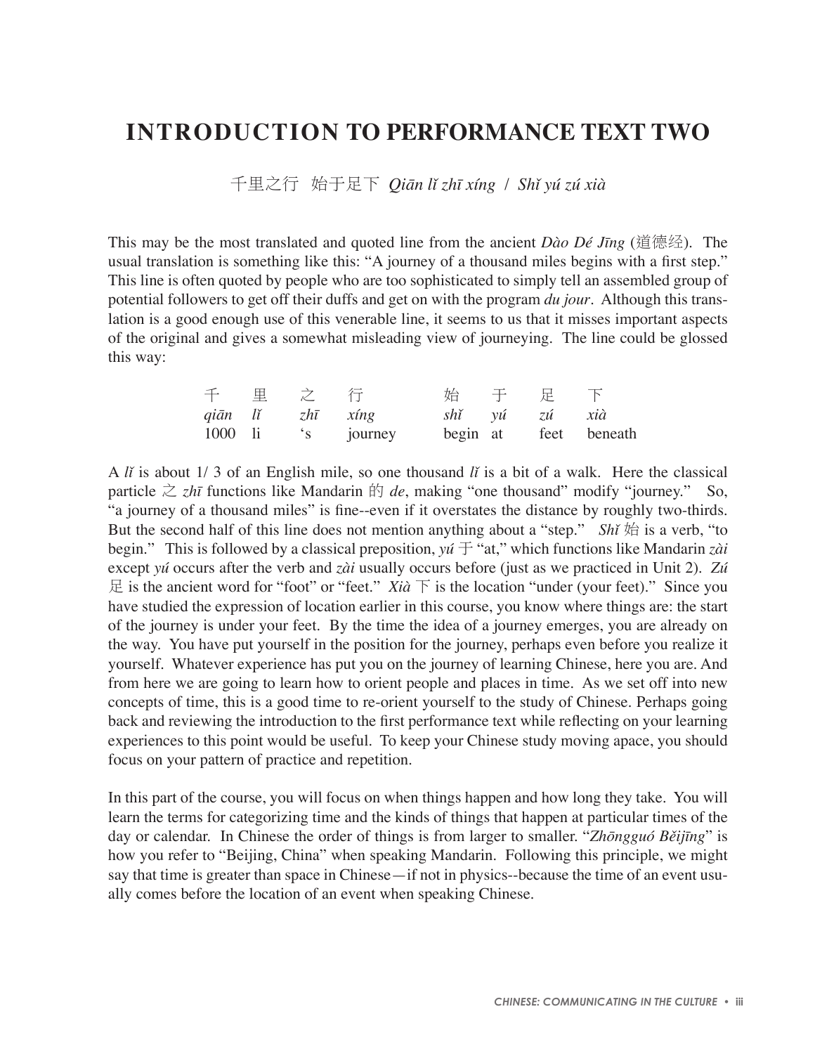# INTRODUCTION TO PERFORMANCE TEXT TWO

千里之行　始于足下 *Qiān lǐ zhī xíng / Shǐ yú zú xià*

This may be the most translated and quoted line from the ancient *Dào Dé Jīng* (道德经). The usual translation is something like this: "A journey of a thousand miles begins with a first step." This line is often quoted by people who are too sophisticated to simply tell an assembled group of potential followers to get off their duffs and get on with the program *du jour*. Although this translation is a good enough use of this venerable line, it seems to us that it misses important aspects of the original and gives a somewhat misleading view of journeying. The line could be glossed this way:

| 千 | 里 | 之 | 行 | 始 | 于 | 足 | 下 |
|---|---|---|---|---|---|---|---|
| *qiān* | *lǐ* | *zhī* | *xíng* | *shǐ* | *yú* | *zú* | *xià* |
| 1000 | li | 's | journey | begin | at | feet | beneath |

A *lǐ* is about 1/ 3 of an English mile, so one thousand *lǐ* is a bit of a walk. Here the classical particle 之 *zhī* functions like Mandarin 的 *de*, making "one thousand" modify "journey." So, "a journey of a thousand miles" is fine--even if it overstates the distance by roughly two-thirds. But the second half of this line does not mention anything about a "step." *Shǐ* 始 is a verb, "to begin." This is followed by a classical preposition, *yú* 于 "at," which functions like Mandarin *zài* except *yú* occurs after the verb and *zài* usually occurs before (just as we practiced in Unit 2). *Zú* 足 is the ancient word for "foot" or "feet." *Xià* 下 is the location "under (your feet)." Since you have studied the expression of location earlier in this course, you know where things are: the start of the journey is under your feet. By the time the idea of a journey emerges, you are already on the way. You have put yourself in the position for the journey, perhaps even before you realize it yourself. Whatever experience has put you on the journey of learning Chinese, here you are. And from here we are going to learn how to orient people and places in time. As we set off into new concepts of time, this is a good time to re-orient yourself to the study of Chinese. Perhaps going back and reviewing the introduction to the first performance text while reflecting on your learning experiences to this point would be useful. To keep your Chinese study moving apace, you should focus on your pattern of practice and repetition.

In this part of the course, you will focus on when things happen and how long they take. You will learn the terms for categorizing time and the kinds of things that happen at particular times of the day or calendar. In Chinese the order of things is from larger to smaller. "*Zhōngguó Běijīng*" is how you refer to "Beijing, China" when speaking Mandarin. Following this principle, we might say that time is greater than space in Chinese—if not in physics--because the time of an event usually comes before the location of an event when speaking Chinese.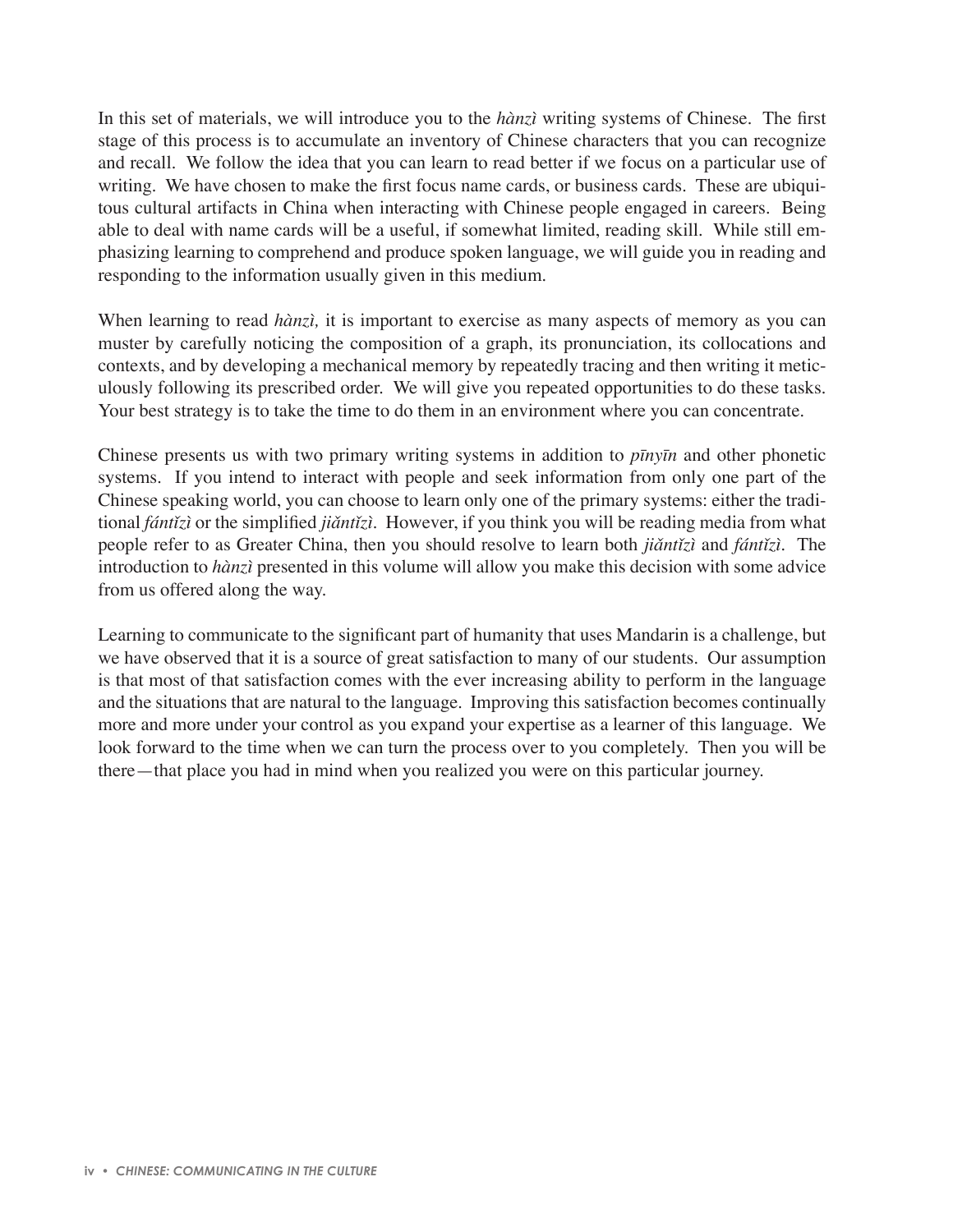In this set of materials, we will introduce you to the *hànzì* writing systems of Chinese. The first stage of this process is to accumulate an inventory of Chinese characters that you can recognize and recall. We follow the idea that you can learn to read better if we focus on a particular use of writing. We have chosen to make the first focus name cards, or business cards. These are ubiquitous cultural artifacts in China when interacting with Chinese people engaged in careers. Being able to deal with name cards will be a useful, if somewhat limited, reading skill. While still emphasizing learning to comprehend and produce spoken language, we will guide you in reading and responding to the information usually given in this medium.

When learning to read *hànzì,* it is important to exercise as many aspects of memory as you can muster by carefully noticing the composition of a graph, its pronunciation, its collocations and contexts, and by developing a mechanical memory by repeatedly tracing and then writing it meticulously following its prescribed order. We will give you repeated opportunities to do these tasks. Your best strategy is to take the time to do them in an environment where you can concentrate.

Chinese presents us with two primary writing systems in addition to *pīnyīn* and other phonetic systems. If you intend to interact with people and seek information from only one part of the Chinese speaking world, you can choose to learn only one of the primary systems: either the traditional *fántǐzì* or the simplified *jiǎntǐzì*. However, if you think you will be reading media from what people refer to as Greater China, then you should resolve to learn both *jiǎntǐzì* and *fántǐzì*. The introduction to *hànzì* presented in this volume will allow you make this decision with some advice from us offered along the way.

Learning to communicate to the significant part of humanity that uses Mandarin is a challenge, but we have observed that it is a source of great satisfaction to many of our students. Our assumption is that most of that satisfaction comes with the ever increasing ability to perform in the language and the situations that are natural to the language. Improving this satisfaction becomes continually more and more under your control as you expand your expertise as a learner of this language. We look forward to the time when we can turn the process over to you completely. Then you will be there—that place you had in mind when you realized you were on this particular journey.